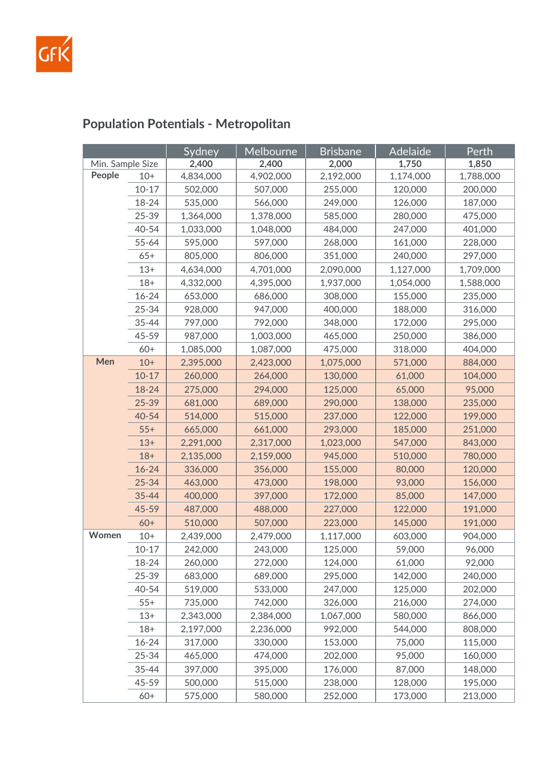## Population Potentials - Metropolitan

| | | Sydney | Melbourne | Brisbane | Adelaide | Perth |
|---|---|---|---|---|---|---|
| Min. Sample Size | | **2,400** | **2,400** | **2,000** | **1,750** | **1,850** |
| **People** | 10+ | 4,834,000 | 4,902,000 | 2,192,000 | 1,174,000 | 1,788,000 |
| | 10-17 | 502,000 | 507,000 | 255,000 | 120,000 | 200,000 |
| | 18-24 | 535,000 | 566,000 | 249,000 | 126,000 | 187,000 |
| | 25-39 | 1,364,000 | 1,378,000 | 585,000 | 280,000 | 475,000 |
| | 40-54 | 1,033,000 | 1,048,000 | 484,000 | 247,000 | 401,000 |
| | 55-64 | 595,000 | 597,000 | 268,000 | 161,000 | 228,000 |
| | 65+ | 805,000 | 806,000 | 351,000 | 240,000 | 297,000 |
| | 13+ | 4,634,000 | 4,701,000 | 2,090,000 | 1,127,000 | 1,709,000 |
| | 18+ | 4,332,000 | 4,395,000 | 1,937,000 | 1,054,000 | 1,588,000 |
| | 16-24 | 653,000 | 686,000 | 308,000 | 155,000 | 235,000 |
| | 25-34 | 928,000 | 947,000 | 400,000 | 188,000 | 316,000 |
| | 35-44 | 797,000 | 792,000 | 348,000 | 172,000 | 295,000 |
| | 45-59 | 987,000 | 1,003,000 | 465,000 | 250,000 | 386,000 |
| | 60+ | 1,085,000 | 1,087,000 | 475,000 | 318,000 | 404,000 |
| **Men** | 10+ | 2,395,000 | 2,423,000 | 1,075,000 | 571,000 | 884,000 |
| | 10-17 | 260,000 | 264,000 | 130,000 | 61,000 | 104,000 |
| | 18-24 | 275,000 | 294,000 | 125,000 | 65,000 | 95,000 |
| | 25-39 | 681,000 | 689,000 | 290,000 | 138,000 | 235,000 |
| | 40-54 | 514,000 | 515,000 | 237,000 | 122,000 | 199,000 |
| | 55+ | 665,000 | 661,000 | 293,000 | 185,000 | 251,000 |
| | 13+ | 2,291,000 | 2,317,000 | 1,023,000 | 547,000 | 843,000 |
| | 18+ | 2,135,000 | 2,159,000 | 945,000 | 510,000 | 780,000 |
| | 16-24 | 336,000 | 356,000 | 155,000 | 80,000 | 120,000 |
| | 25-34 | 463,000 | 473,000 | 198,000 | 93,000 | 156,000 |
| | 35-44 | 400,000 | 397,000 | 172,000 | 85,000 | 147,000 |
| | 45-59 | 487,000 | 488,000 | 227,000 | 122,000 | 191,000 |
| | 60+ | 510,000 | 507,000 | 223,000 | 145,000 | 191,000 |
| **Women** | 10+ | 2,439,000 | 2,479,000 | 1,117,000 | 603,000 | 904,000 |
| | 10-17 | 242,000 | 243,000 | 125,000 | 59,000 | 96,000 |
| | 18-24 | 260,000 | 272,000 | 124,000 | 61,000 | 92,000 |
| | 25-39 | 683,000 | 689,000 | 295,000 | 142,000 | 240,000 |
| | 40-54 | 519,000 | 533,000 | 247,000 | 125,000 | 202,000 |
| | 55+ | 735,000 | 742,000 | 326,000 | 216,000 | 274,000 |
| | 13+ | 2,343,000 | 2,384,000 | 1,067,000 | 580,000 | 866,000 |
| | 18+ | 2,197,000 | 2,236,000 | 992,000 | 544,000 | 808,000 |
| | 16-24 | 317,000 | 330,000 | 153,000 | 75,000 | 115,000 |
| | 25-34 | 465,000 | 474,000 | 202,000 | 95,000 | 160,000 |
| | 35-44 | 397,000 | 395,000 | 176,000 | 87,000 | 148,000 |
| | 45-59 | 500,000 | 515,000 | 238,000 | 128,000 | 195,000 |
| | 60+ | 575,000 | 580,000 | 252,000 | 173,000 | 213,000 |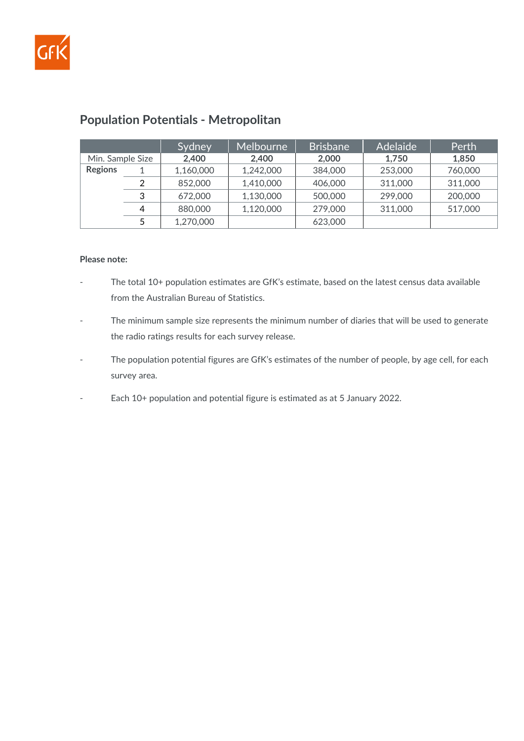## Population Potentials - Metropolitan

| | | Sydney | Melbourne | Brisbane | Adelaide | Perth |
|---|---|---|---|---|---|---|
| Min. Sample Size | | **2,400** | **2,400** | **2,000** | **1,750** | **1,850** |
| **Regions** | 1 | 1,160,000 | 1,242,000 | 384,000 | 253,000 | 760,000 |
| | 2 | 852,000 | 1,410,000 | 406,000 | 311,000 | 311,000 |
| | 3 | 672,000 | 1,130,000 | 500,000 | 299,000 | 200,000 |
| | 4 | 880,000 | 1,120,000 | 279,000 | 311,000 | 517,000 |
| | 5 | 1,270,000 | | 623,000 | | |

**Please note:**

- The total 10+ population estimates are GfK's estimate, based on the latest census data available from the Australian Bureau of Statistics.
- The minimum sample size represents the minimum number of diaries that will be used to generate the radio ratings results for each survey release.
- The population potential figures are GfK's estimates of the number of people, by age cell, for each survey area.
- Each 10+ population and potential figure is estimated as at 5 January 2022.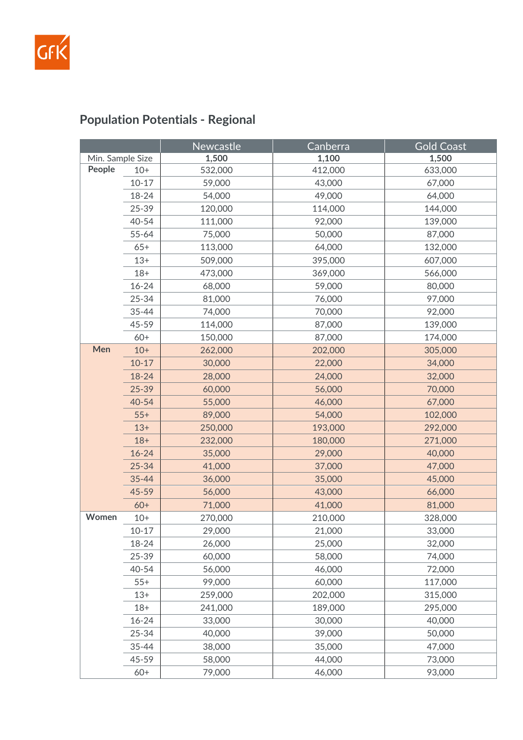## Population Potentials - Regional

| | | Newcastle | Canberra | Gold Coast |
|---|---|---|---|---|
| Min. Sample Size | | **1,500** | **1,100** | **1,500** |
| **People** | 10+ | 532,000 | 412,000 | 633,000 |
| | 10-17 | 59,000 | 43,000 | 67,000 |
| | 18-24 | 54,000 | 49,000 | 64,000 |
| | 25-39 | 120,000 | 114,000 | 144,000 |
| | 40-54 | 111,000 | 92,000 | 139,000 |
| | 55-64 | 75,000 | 50,000 | 87,000 |
| | 65+ | 113,000 | 64,000 | 132,000 |
| | 13+ | 509,000 | 395,000 | 607,000 |
| | 18+ | 473,000 | 369,000 | 566,000 |
| | 16-24 | 68,000 | 59,000 | 80,000 |
| | 25-34 | 81,000 | 76,000 | 97,000 |
| | 35-44 | 74,000 | 70,000 | 92,000 |
| | 45-59 | 114,000 | 87,000 | 139,000 |
| | 60+ | 150,000 | 87,000 | 174,000 |
| **Men** | 10+ | 262,000 | 202,000 | 305,000 |
| | 10-17 | 30,000 | 22,000 | 34,000 |
| | 18-24 | 28,000 | 24,000 | 32,000 |
| | 25-39 | 60,000 | 56,000 | 70,000 |
| | 40-54 | 55,000 | 46,000 | 67,000 |
| | 55+ | 89,000 | 54,000 | 102,000 |
| | 13+ | 250,000 | 193,000 | 292,000 |
| | 18+ | 232,000 | 180,000 | 271,000 |
| | 16-24 | 35,000 | 29,000 | 40,000 |
| | 25-34 | 41,000 | 37,000 | 47,000 |
| | 35-44 | 36,000 | 35,000 | 45,000 |
| | 45-59 | 56,000 | 43,000 | 66,000 |
| | 60+ | 71,000 | 41,000 | 81,000 |
| **Women** | 10+ | 270,000 | 210,000 | 328,000 |
| | 10-17 | 29,000 | 21,000 | 33,000 |
| | 18-24 | 26,000 | 25,000 | 32,000 |
| | 25-39 | 60,000 | 58,000 | 74,000 |
| | 40-54 | 56,000 | 46,000 | 72,000 |
| | 55+ | 99,000 | 60,000 | 117,000 |
| | 13+ | 259,000 | 202,000 | 315,000 |
| | 18+ | 241,000 | 189,000 | 295,000 |
| | 16-24 | 33,000 | 30,000 | 40,000 |
| | 25-34 | 40,000 | 39,000 | 50,000 |
| | 35-44 | 38,000 | 35,000 | 47,000 |
| | 45-59 | 58,000 | 44,000 | 73,000 |
| | 60+ | 79,000 | 46,000 | 93,000 |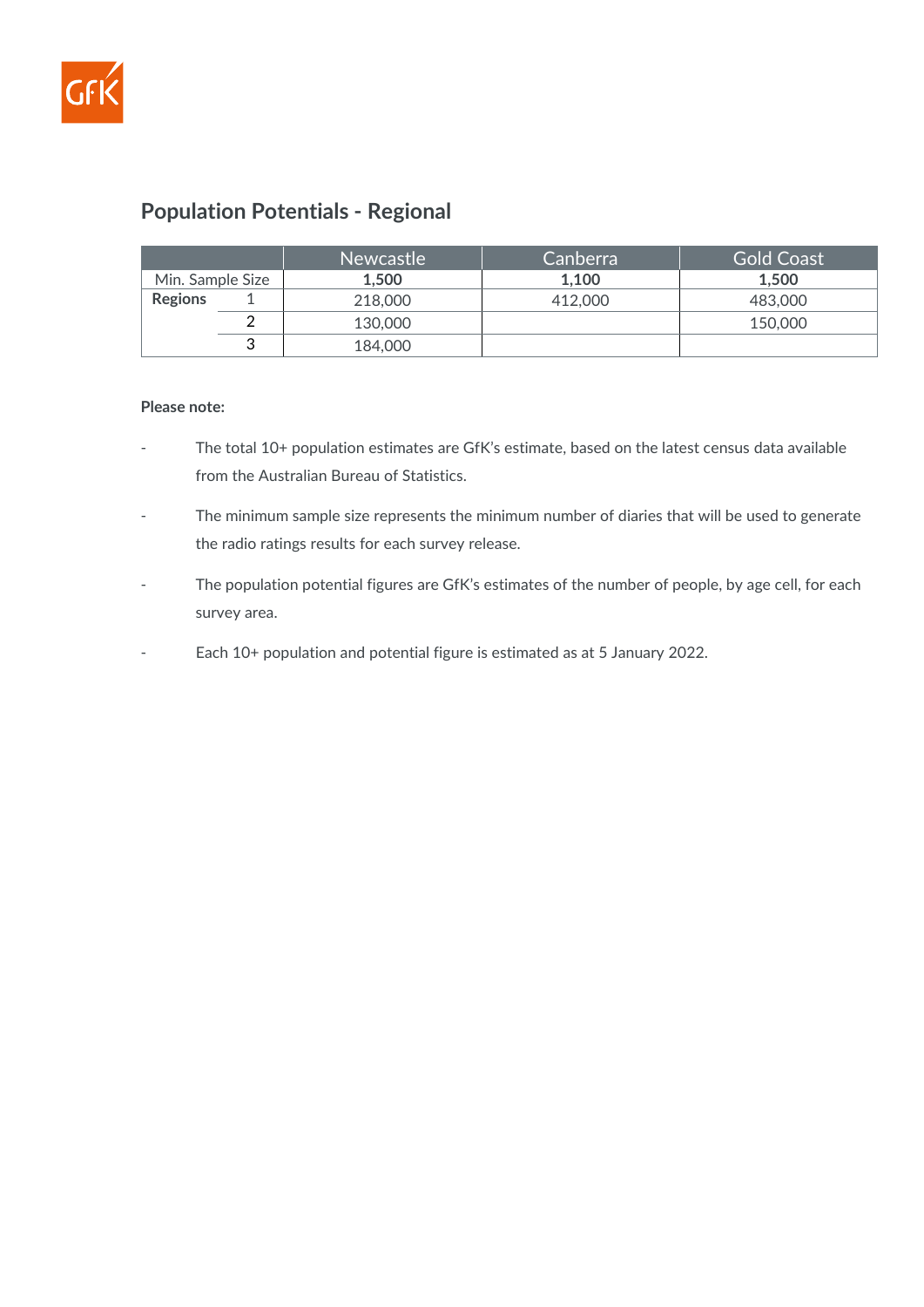## Population Potentials - Regional

| | | Newcastle | Canberra | Gold Coast |
|---|---|---|---|---|
| Min. Sample Size | | **1,500** | **1,100** | **1,500** |
| **Regions** | 1 | 218,000 | 412,000 | 483,000 |
| | 2 | 130,000 | | 150,000 |
| | 3 | 184,000 | | |

**Please note:**

- The total 10+ population estimates are GfK's estimate, based on the latest census data available from the Australian Bureau of Statistics.
- The minimum sample size represents the minimum number of diaries that will be used to generate the radio ratings results for each survey release.
- The population potential figures are GfK's estimates of the number of people, by age cell, for each survey area.
- Each 10+ population and potential figure is estimated as at 5 January 2022.